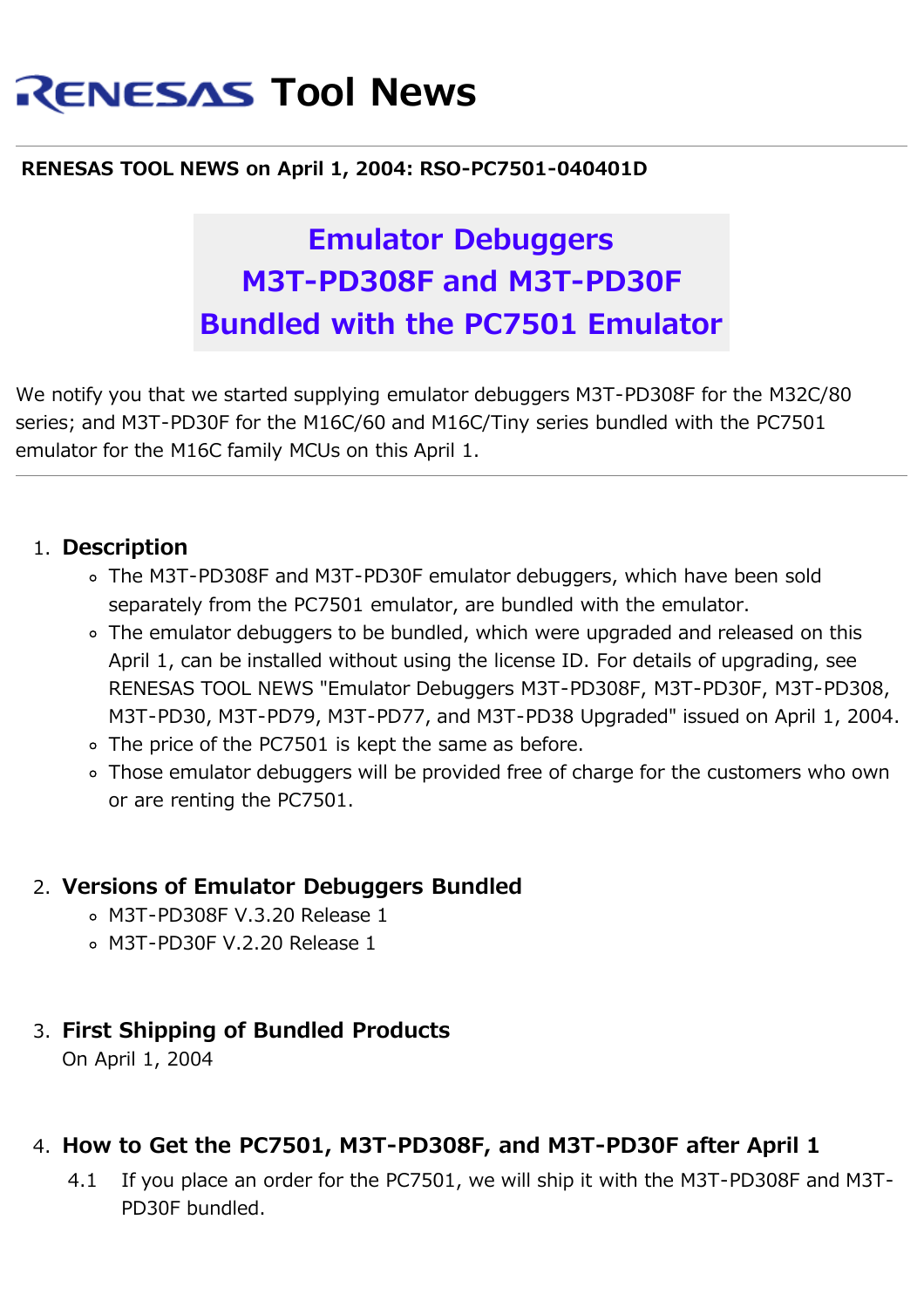# RENESAS Tool News

**RENESAS TOOL NEWS on April 1, 2004: RSO-PC7501-040401D**

## Emulator Debuggers M3T-PD308F and M3T-PD30F Bundled with the PC7501 Emulator

We notify you that we started supplying emulator debuggers M3T-PD308F for the M32C/80 series; and M3T-PD30F for the M16C/60 and M16C/Tiny series bundled with the PC7501 emulator for the M16C family MCUs on this April 1.

---

1. **Description**
   - The M3T-PD308F and M3T-PD30F emulator debuggers, which have been sold separately from the PC7501 emulator, are bundled with the emulator.
   - The emulator debuggers to be bundled, which were upgraded and released on this April 1, can be installed without using the license ID. For details of upgrading, see RENESAS TOOL NEWS "Emulator Debuggers M3T-PD308F, M3T-PD30F, M3T-PD308, M3T-PD30, M3T-PD79, M3T-PD77, and M3T-PD38 Upgraded" issued on April 1, 2004.
   - The price of the PC7501 is kept the same as before.
   - Those emulator debuggers will be provided free of charge for the customers who own or are renting the PC7501.

2. **Versions of Emulator Debuggers Bundled**
   - M3T-PD308F V.3.20 Release 1
   - M3T-PD30F V.2.20 Release 1

3. **First Shipping of Bundled Products**
   On April 1, 2004

4. **How to Get the PC7501, M3T-PD308F, and M3T-PD30F after April 1**

   4.1 If you place an order for the PC7501, we will ship it with the M3T-PD308F and M3T-PD30F bundled.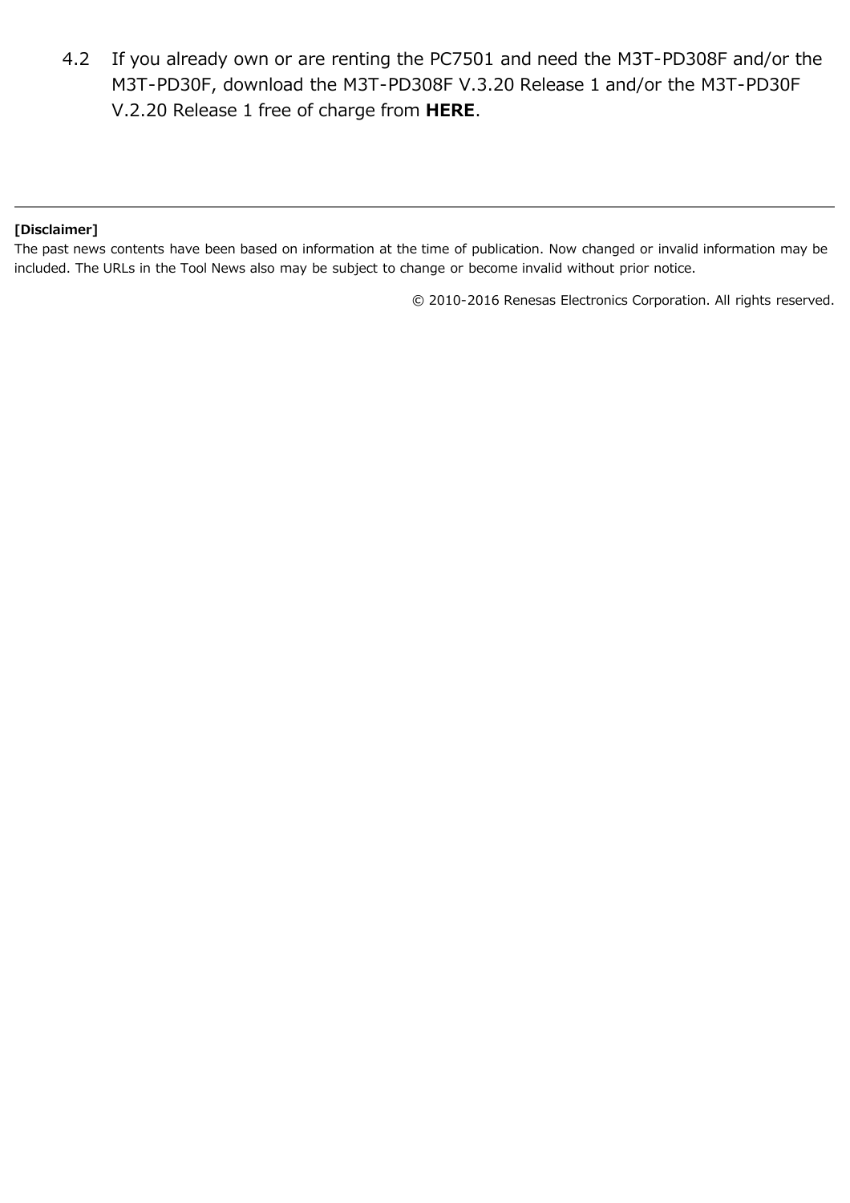4.2 If you already own or are renting the PC7501 and need the M3T-PD308F and/or the M3T-PD30F, download the M3T-PD308F V.3.20 Release 1 and/or the M3T-PD30F V.2.20 Release 1 free of charge from **HERE**.

---

**[Disclaimer]**

The past news contents have been based on information at the time of publication. Now changed or invalid information may be included. The URLs in the Tool News also may be subject to change or become invalid without prior notice.

© 2010-2016 Renesas Electronics Corporation. All rights reserved.